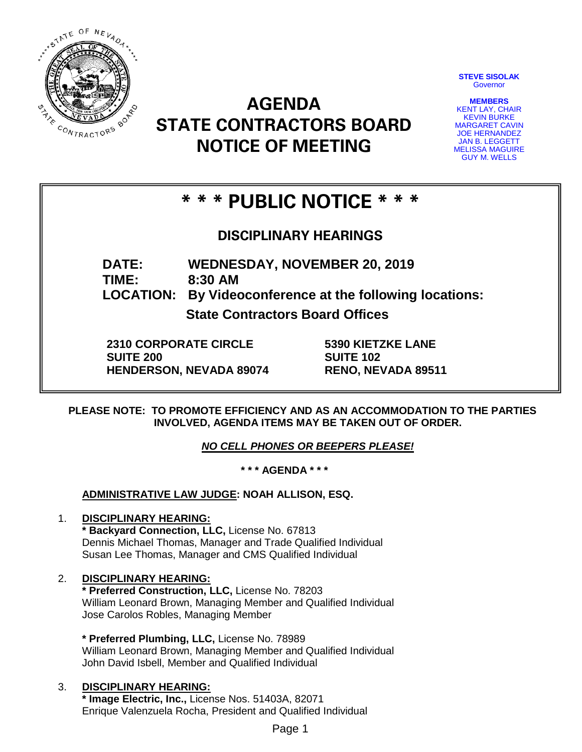STEVE SISOLAK
Governor

MEMBERS
KENT LAY, CHAIR
KEVIN BURKE
MARGARET CAVIN
JOE HERNANDEZ
JAN B. LEGGETT
MELISSA MAGUIRE
GUY M. WELLS

# AGENDA
# STATE CONTRACTORS BOARD
# NOTICE OF MEETING

## * * * PUBLIC NOTICE * * *

### DISCIPLINARY HEARINGS

**DATE:** **WEDNESDAY, NOVEMBER 20, 2019**
**TIME:** **8:30 AM**
**LOCATION:** **By Videoconference at the following locations:**

**State Contractors Board Offices**

**2310 CORPORATE CIRCLE**
**SUITE 200**
**HENDERSON, NEVADA 89074**

**5390 KIETZKE LANE**
**SUITE 102**
**RENO, NEVADA 89511**

**PLEASE NOTE: TO PROMOTE EFFICIENCY AND AS AN ACCOMMODATION TO THE PARTIES INVOLVED, AGENDA ITEMS MAY BE TAKEN OUT OF ORDER.**

***NO CELL PHONES OR BEEPERS PLEASE!***

**\* \* \* AGENDA \* \* \***

**ADMINISTRATIVE LAW JUDGE: NOAH ALLISON, ESQ.**

1. **DISCIPLINARY HEARING:**
   **\* Backyard Connection, LLC,** License No. 67813
   Dennis Michael Thomas, Manager and Trade Qualified Individual
   Susan Lee Thomas, Manager and CMS Qualified Individual

2. **DISCIPLINARY HEARING:**
   **\* Preferred Construction, LLC,** License No. 78203
   William Leonard Brown, Managing Member and Qualified Individual
   Jose Carolos Robles, Managing Member

   **\* Preferred Plumbing, LLC,** License No. 78989
   William Leonard Brown, Managing Member and Qualified Individual
   John David Isbell, Member and Qualified Individual

3. **DISCIPLINARY HEARING:**
   **\* Image Electric, Inc.,** License Nos. 51403A, 82071
   Enrique Valenzuela Rocha, President and Qualified Individual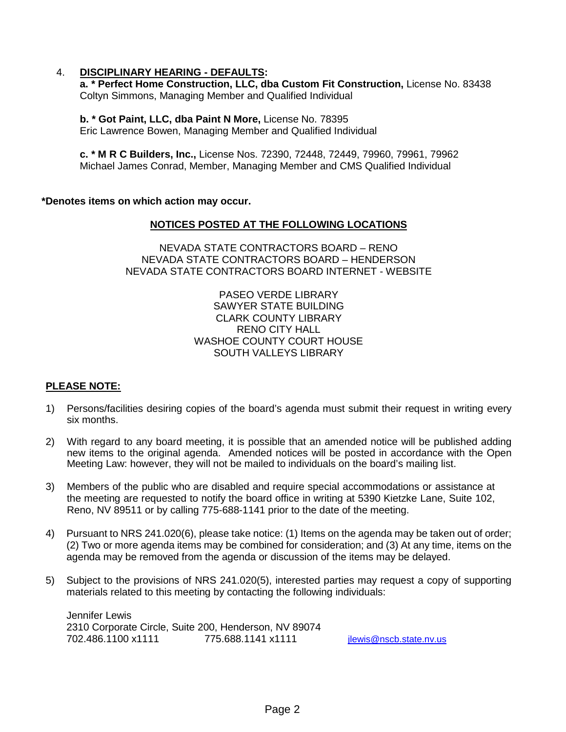4. **DISCIPLINARY HEARING - DEFAULTS:**

   **a. * Perfect Home Construction, LLC, dba Custom Fit Construction,** License No. 83438
   Coltyn Simmons, Managing Member and Qualified Individual

   **b. * Got Paint, LLC, dba Paint N More,** License No. 78395
   Eric Lawrence Bowen, Managing Member and Qualified Individual

   **c. * M R C Builders, Inc.,** License Nos. 72390, 72448, 72449, 79960, 79961, 79962
   Michael James Conrad, Member, Managing Member and CMS Qualified Individual

**\*Denotes items on which action may occur.**

**NOTICES POSTED AT THE FOLLOWING LOCATIONS**

NEVADA STATE CONTRACTORS BOARD – RENO
NEVADA STATE CONTRACTORS BOARD – HENDERSON
NEVADA STATE CONTRACTORS BOARD INTERNET - WEBSITE

PASEO VERDE LIBRARY
SAWYER STATE BUILDING
CLARK COUNTY LIBRARY
RENO CITY HALL
WASHOE COUNTY COURT HOUSE
SOUTH VALLEYS LIBRARY

**PLEASE NOTE:**

1) Persons/facilities desiring copies of the board's agenda must submit their request in writing every six months.

2) With regard to any board meeting, it is possible that an amended notice will be published adding new items to the original agenda. Amended notices will be posted in accordance with the Open Meeting Law: however, they will not be mailed to individuals on the board's mailing list.

3) Members of the public who are disabled and require special accommodations or assistance at the meeting are requested to notify the board office in writing at 5390 Kietzke Lane, Suite 102, Reno, NV 89511 or by calling 775-688-1141 prior to the date of the meeting.

4) Pursuant to NRS 241.020(6), please take notice: (1) Items on the agenda may be taken out of order; (2) Two or more agenda items may be combined for consideration; and (3) At any time, items on the agenda may be removed from the agenda or discussion of the items may be delayed.

5) Subject to the provisions of NRS 241.020(5), interested parties may request a copy of supporting materials related to this meeting by contacting the following individuals:

   Jennifer Lewis
   2310 Corporate Circle, Suite 200, Henderson, NV 89074
   702.486.1100 x1111 775.688.1141 x1111 jlewis@nscb.state.nv.us